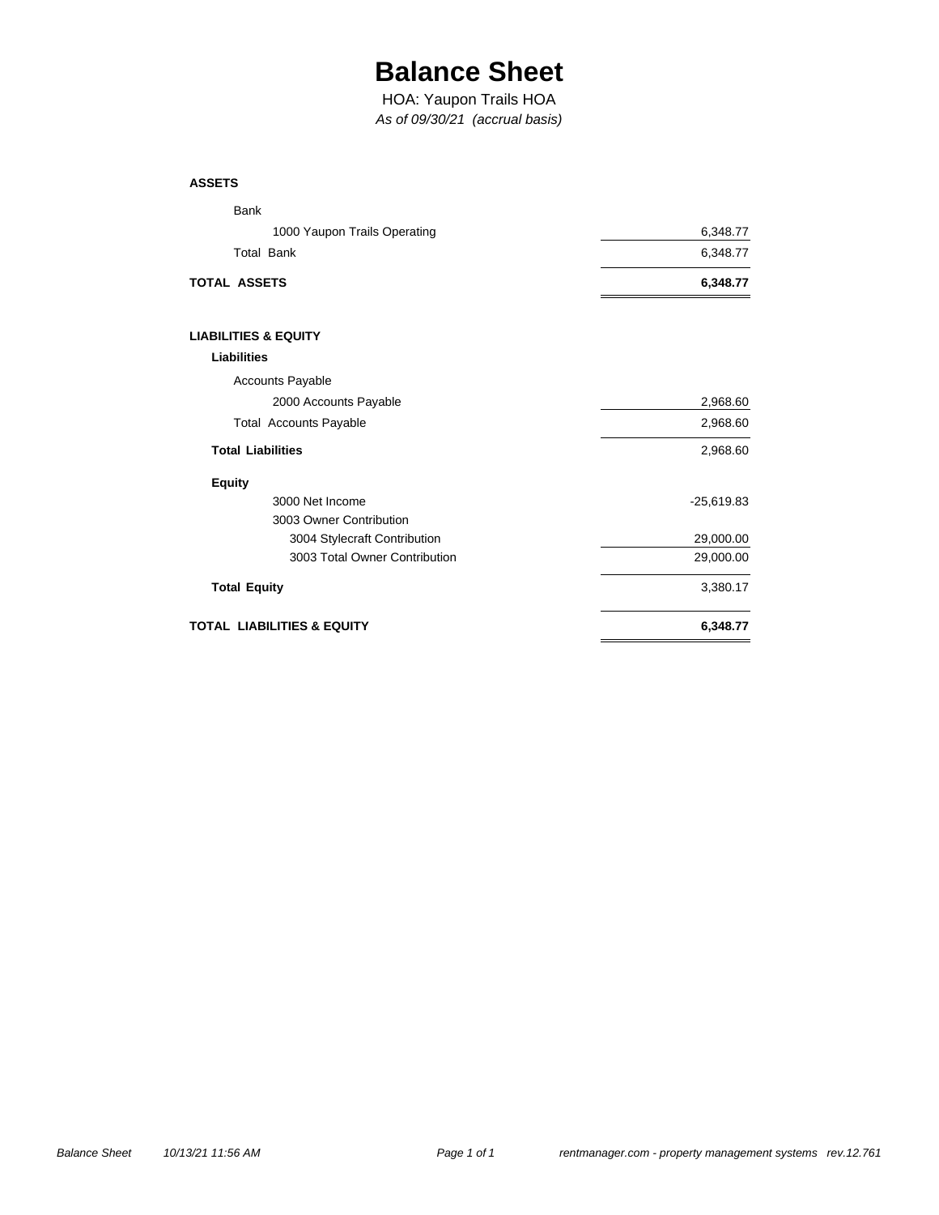# Balance Sheet

HOA: Yaupon Trails HOA

*As of 09/30/21 (accrual basis)*

| | |
|---|---|
| **ASSETS** | |
| Bank | |
| 1000 Yaupon Trails Operating | 6,348.77 |
| Total Bank | 6,348.77 |
| **TOTAL ASSETS** | **6,348.77** |
| | |
| **LIABILITIES & EQUITY** | |
| **Liabilities** | |
| Accounts Payable | |
| 2000 Accounts Payable | 2,968.60 |
| Total Accounts Payable | 2,968.60 |
| **Total Liabilities** | 2,968.60 |
| **Equity** | |
| 3000 Net Income | -25,619.83 |
| 3003 Owner Contribution | |
| 3004 Stylecraft Contribution | 29,000.00 |
| 3003 Total Owner Contribution | 29,000.00 |
| **Total Equity** | 3,380.17 |
| **TOTAL LIABILITIES & EQUITY** | **6,348.77** |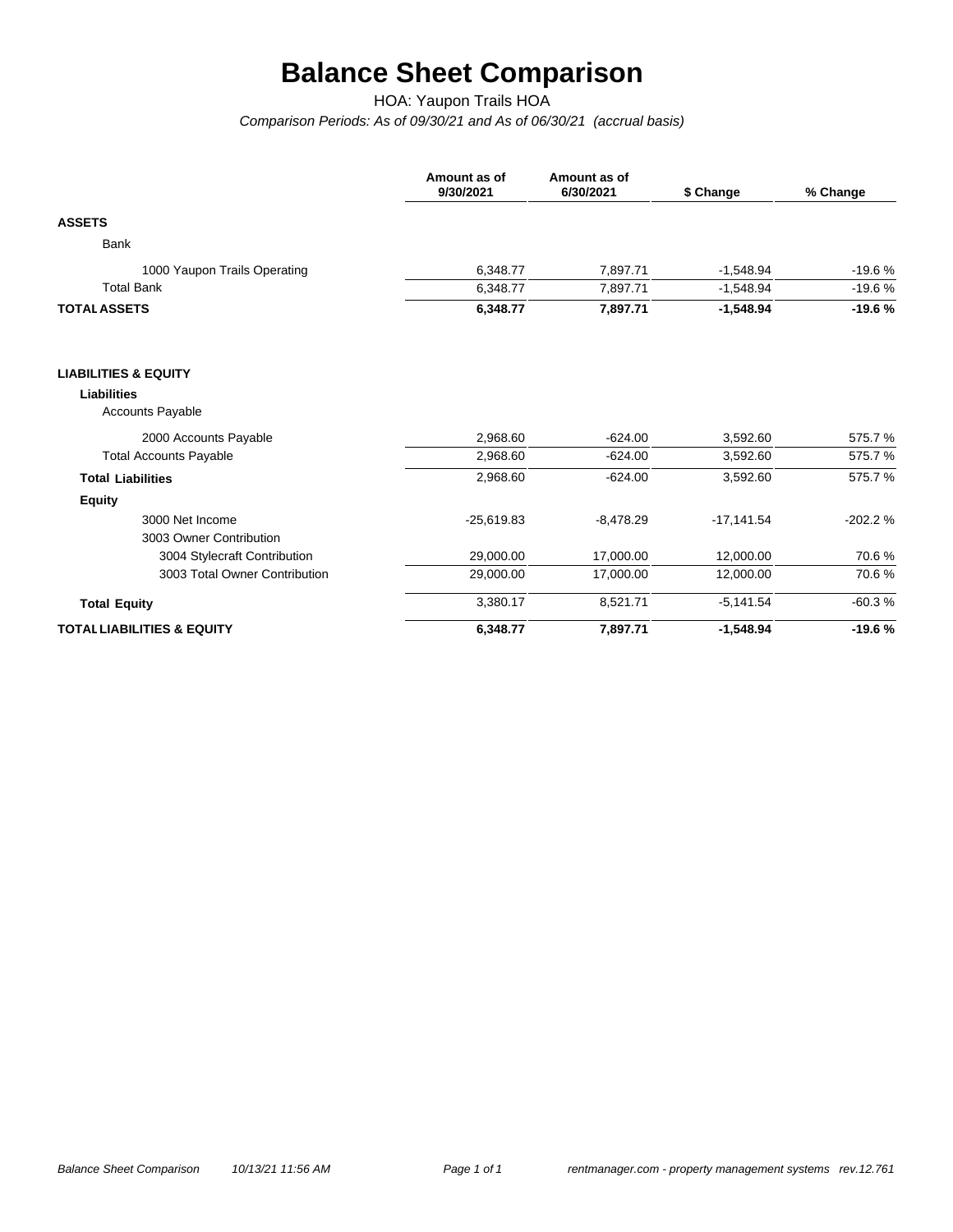# Balance Sheet Comparison

HOA: Yaupon Trails HOA

*Comparison Periods: As of 09/30/21 and As of 06/30/21 (accrual basis)*

| | Amount as of 9/30/2021 | Amount as of 6/30/2021 | $ Change | % Change |
|---|---|---|---|---|
| **ASSETS** | | | | |
| Bank | | | | |
| 1000 Yaupon Trails Operating | 6,348.77 | 7,897.71 | -1,548.94 | -19.6 % |
| Total Bank | 6,348.77 | 7,897.71 | -1,548.94 | -19.6 % |
| **TOTAL ASSETS** | **6,348.77** | **7,897.71** | **-1,548.94** | **-19.6 %** |
| | | | | |
| **LIABILITIES & EQUITY** | | | | |
| **Liabilities** | | | | |
| Accounts Payable | | | | |
| 2000 Accounts Payable | 2,968.60 | -624.00 | 3,592.60 | 575.7 % |
| Total Accounts Payable | 2,968.60 | -624.00 | 3,592.60 | 575.7 % |
| **Total Liabilities** | 2,968.60 | -624.00 | 3,592.60 | 575.7 % |
| **Equity** | | | | |
| 3000 Net Income | -25,619.83 | -8,478.29 | -17,141.54 | -202.2 % |
| 3003 Owner Contribution | | | | |
| 3004 Stylecraft Contribution | 29,000.00 | 17,000.00 | 12,000.00 | 70.6 % |
| 3003 Total Owner Contribution | 29,000.00 | 17,000.00 | 12,000.00 | 70.6 % |
| **Total Equity** | 3,380.17 | 8,521.71 | -5,141.54 | -60.3 % |
| **TOTAL LIABILITIES & EQUITY** | **6,348.77** | **7,897.71** | **-1,548.94** | **-19.6 %** |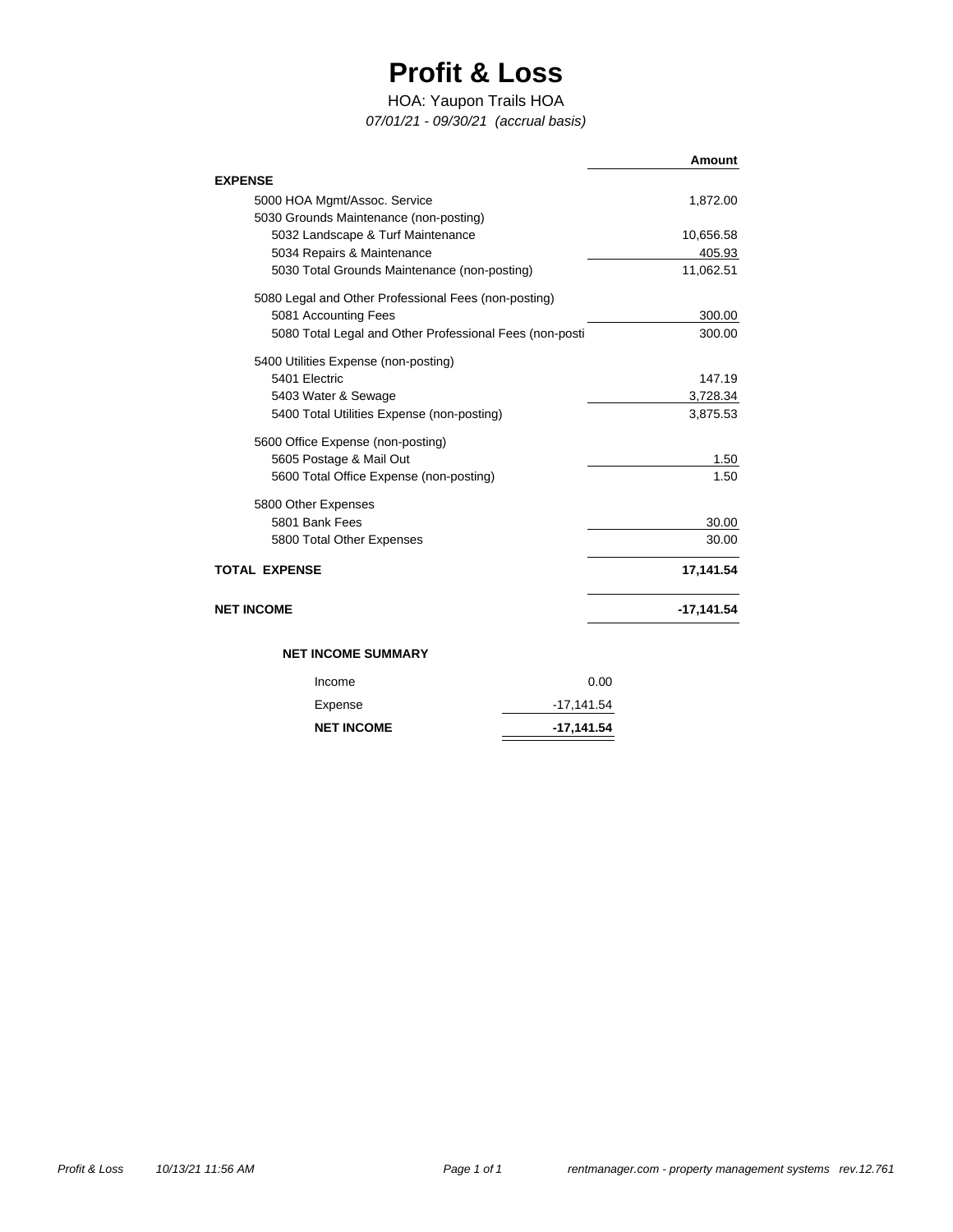# Profit & Loss

HOA: Yaupon Trails HOA

*07/01/21 - 09/30/21 (accrual basis)*

| | Amount |
|---|---|
| **EXPENSE** | |
| 5000 HOA Mgmt/Assoc. Service | 1,872.00 |
| 5030 Grounds Maintenance (non-posting) | |
| 5032 Landscape & Turf Maintenance | 10,656.58 |
| 5034 Repairs & Maintenance | 405.93 |
| 5030 Total Grounds Maintenance (non-posting) | 11,062.51 |
| 5080 Legal and Other Professional Fees (non-posting) | |
| 5081 Accounting Fees | 300.00 |
| 5080 Total Legal and Other Professional Fees (non-posti | 300.00 |
| 5400 Utilities Expense (non-posting) | |
| 5401 Electric | 147.19 |
| 5403 Water & Sewage | 3,728.34 |
| 5400 Total Utilities Expense (non-posting) | 3,875.53 |
| 5600 Office Expense (non-posting) | |
| 5605 Postage & Mail Out | 1.50 |
| 5600 Total Office Expense (non-posting) | 1.50 |
| 5800 Other Expenses | |
| 5801 Bank Fees | 30.00 |
| 5800 Total Other Expenses | 30.00 |
| **TOTAL EXPENSE** | **17,141.54** |
| **NET INCOME** | **-17,141.54** |

**NET INCOME SUMMARY**

| | |
|---|---|
| Income | 0.00 |
| Expense | -17,141.54 |
| **NET INCOME** | **-17,141.54** |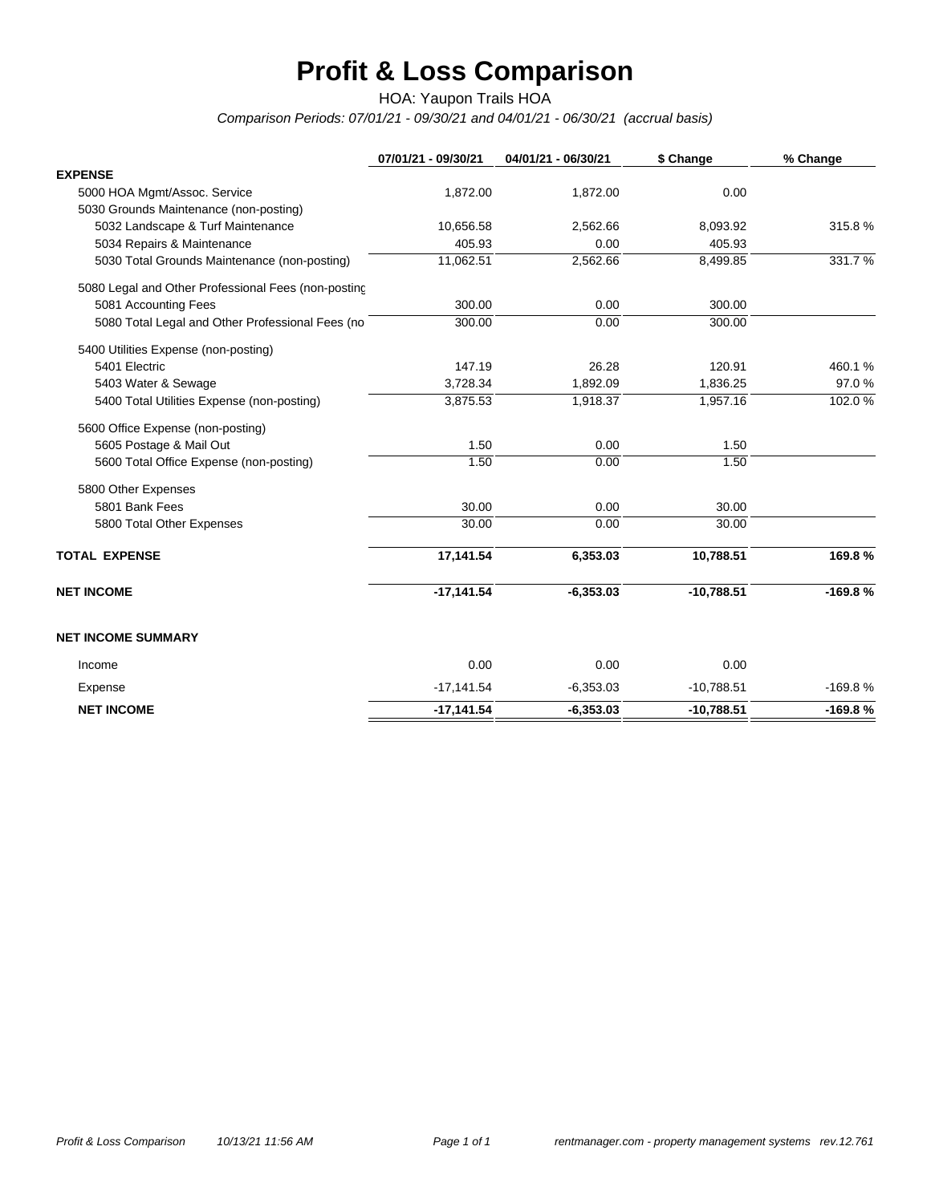# Profit & Loss Comparison

HOA: Yaupon Trails HOA

*Comparison Periods: 07/01/21 - 09/30/21 and 04/01/21 - 06/30/21 (accrual basis)*

| | 07/01/21 - 09/30/21 | 04/01/21 - 06/30/21 | $ Change | % Change |
|---|---|---|---|---|
| **EXPENSE** | | | | |
| 5000 HOA Mgmt/Assoc. Service | 1,872.00 | 1,872.00 | 0.00 | |
| 5030 Grounds Maintenance (non-posting) | | | | |
| 5032 Landscape & Turf Maintenance | 10,656.58 | 2,562.66 | 8,093.92 | 315.8 % |
| 5034 Repairs & Maintenance | 405.93 | 0.00 | 405.93 | |
| 5030 Total Grounds Maintenance (non-posting) | 11,062.51 | 2,562.66 | 8,499.85 | 331.7 % |
| 5080 Legal and Other Professional Fees (non-posting | | | | |
| 5081 Accounting Fees | 300.00 | 0.00 | 300.00 | |
| 5080 Total Legal and Other Professional Fees (no | 300.00 | 0.00 | 300.00 | |
| 5400 Utilities Expense (non-posting) | | | | |
| 5401 Electric | 147.19 | 26.28 | 120.91 | 460.1 % |
| 5403 Water & Sewage | 3,728.34 | 1,892.09 | 1,836.25 | 97.0 % |
| 5400 Total Utilities Expense (non-posting) | 3,875.53 | 1,918.37 | 1,957.16 | 102.0 % |
| 5600 Office Expense (non-posting) | | | | |
| 5605 Postage & Mail Out | 1.50 | 0.00 | 1.50 | |
| 5600 Total Office Expense (non-posting) | 1.50 | 0.00 | 1.50 | |
| 5800 Other Expenses | | | | |
| 5801 Bank Fees | 30.00 | 0.00 | 30.00 | |
| 5800 Total Other Expenses | 30.00 | 0.00 | 30.00 | |
| **TOTAL EXPENSE** | **17,141.54** | **6,353.03** | **10,788.51** | **169.8 %** |
| **NET INCOME** | **-17,141.54** | **-6,353.03** | **-10,788.51** | **-169.8 %** |
| **NET INCOME SUMMARY** | | | | |
| Income | 0.00 | 0.00 | 0.00 | |
| Expense | -17,141.54 | -6,353.03 | -10,788.51 | -169.8 % |
| **NET INCOME** | **-17,141.54** | **-6,353.03** | **-10,788.51** | **-169.8 %** |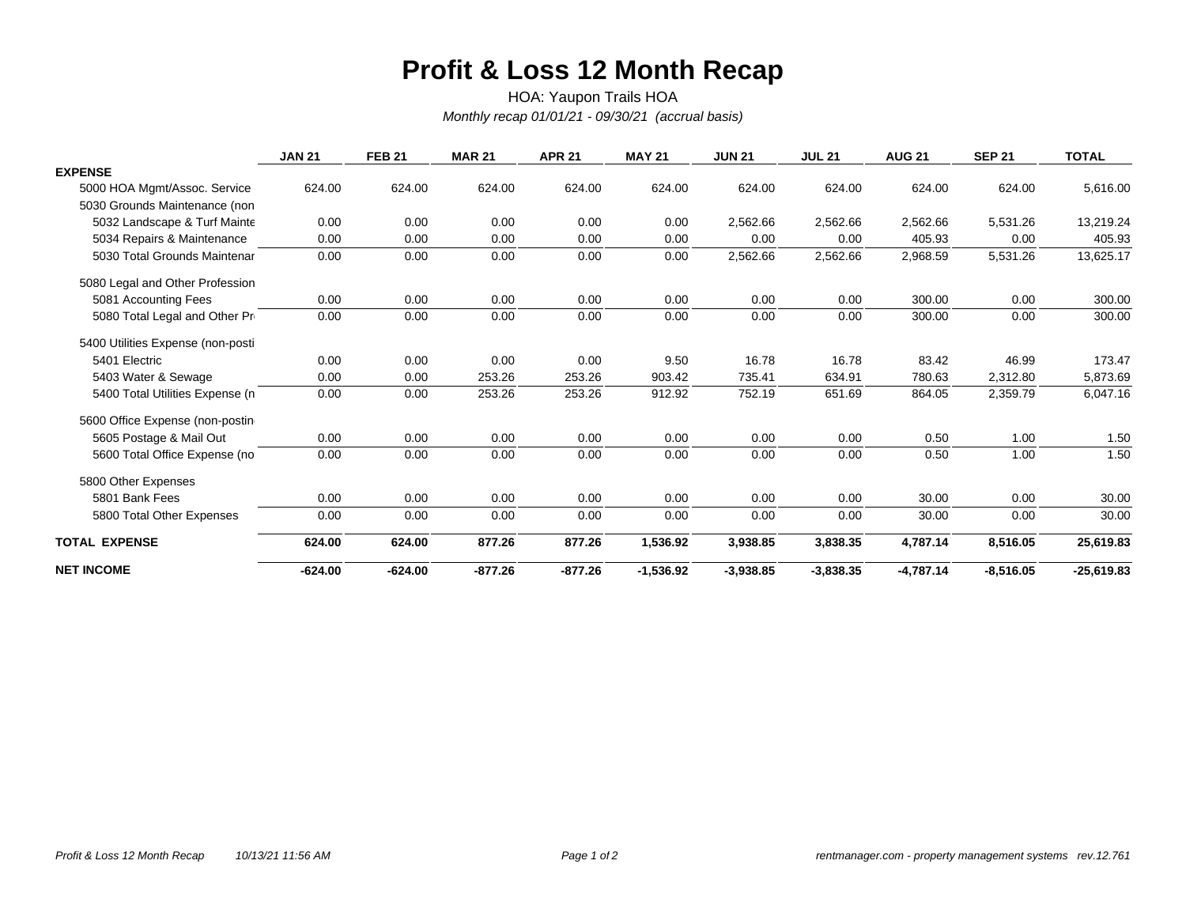# Profit & Loss 12 Month Recap

HOA: Yaupon Trails HOA

*Monthly recap 01/01/21 - 09/30/21 (accrual basis)*

| | JAN 21 | FEB 21 | MAR 21 | APR 21 | MAY 21 | JUN 21 | JUL 21 | AUG 21 | SEP 21 | TOTAL |
|---|---|---|---|---|---|---|---|---|---|---|
| **EXPENSE** | | | | | | | | | | |
| 5000 HOA Mgmt/Assoc. Service | 624.00 | 624.00 | 624.00 | 624.00 | 624.00 | 624.00 | 624.00 | 624.00 | 624.00 | 5,616.00 |
| 5030 Grounds Maintenance (non | | | | | | | | | | |
| 5032 Landscape & Turf Mainte | 0.00 | 0.00 | 0.00 | 0.00 | 0.00 | 2,562.66 | 2,562.66 | 2,562.66 | 5,531.26 | 13,219.24 |
| 5034 Repairs & Maintenance | 0.00 | 0.00 | 0.00 | 0.00 | 0.00 | 0.00 | 0.00 | 405.93 | 0.00 | 405.93 |
| 5030 Total Grounds Maintenar | 0.00 | 0.00 | 0.00 | 0.00 | 0.00 | 2,562.66 | 2,562.66 | 2,968.59 | 5,531.26 | 13,625.17 |
| 5080 Legal and Other Profession | | | | | | | | | | |
| 5081 Accounting Fees | 0.00 | 0.00 | 0.00 | 0.00 | 0.00 | 0.00 | 0.00 | 300.00 | 0.00 | 300.00 |
| 5080 Total Legal and Other Pr | 0.00 | 0.00 | 0.00 | 0.00 | 0.00 | 0.00 | 0.00 | 300.00 | 0.00 | 300.00 |
| 5400 Utilities Expense (non-posti | | | | | | | | | | |
| 5401 Electric | 0.00 | 0.00 | 0.00 | 0.00 | 9.50 | 16.78 | 16.78 | 83.42 | 46.99 | 173.47 |
| 5403 Water & Sewage | 0.00 | 0.00 | 253.26 | 253.26 | 903.42 | 735.41 | 634.91 | 780.63 | 2,312.80 | 5,873.69 |
| 5400 Total Utilities Expense (n | 0.00 | 0.00 | 253.26 | 253.26 | 912.92 | 752.19 | 651.69 | 864.05 | 2,359.79 | 6,047.16 |
| 5600 Office Expense (non-postin | | | | | | | | | | |
| 5605 Postage & Mail Out | 0.00 | 0.00 | 0.00 | 0.00 | 0.00 | 0.00 | 0.00 | 0.50 | 1.00 | 1.50 |
| 5600 Total Office Expense (no | 0.00 | 0.00 | 0.00 | 0.00 | 0.00 | 0.00 | 0.00 | 0.50 | 1.00 | 1.50 |
| 5800 Other Expenses | | | | | | | | | | |
| 5801 Bank Fees | 0.00 | 0.00 | 0.00 | 0.00 | 0.00 | 0.00 | 0.00 | 30.00 | 0.00 | 30.00 |
| 5800 Total Other Expenses | 0.00 | 0.00 | 0.00 | 0.00 | 0.00 | 0.00 | 0.00 | 30.00 | 0.00 | 30.00 |
| **TOTAL EXPENSE** | **624.00** | **624.00** | **877.26** | **877.26** | **1,536.92** | **3,938.85** | **3,838.35** | **4,787.14** | **8,516.05** | **25,619.83** |
| **NET INCOME** | **-624.00** | **-624.00** | **-877.26** | **-877.26** | **-1,536.92** | **-3,938.85** | **-3,838.35** | **-4,787.14** | **-8,516.05** | **-25,619.83** |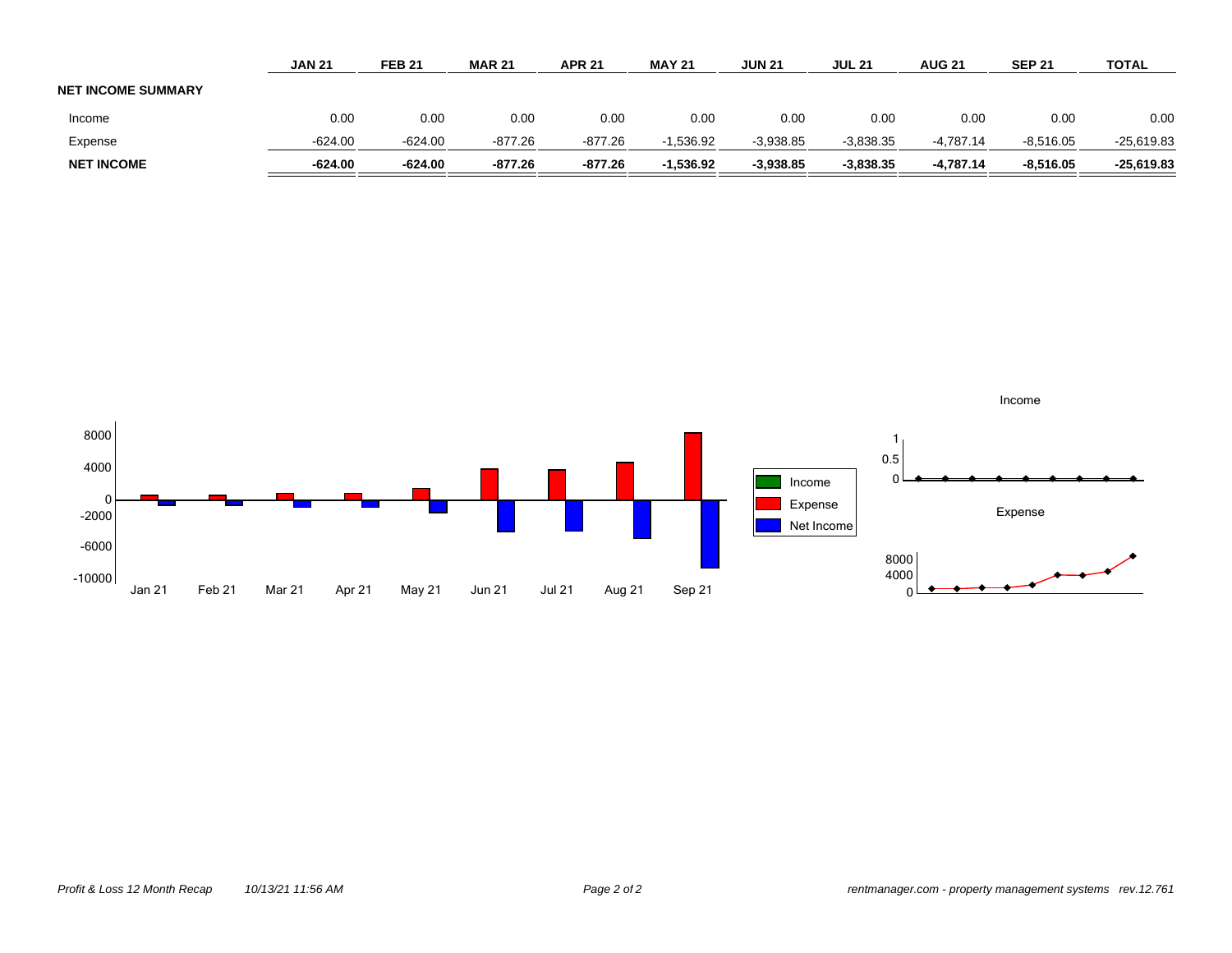| | JAN 21 | FEB 21 | MAR 21 | APR 21 | MAY 21 | JUN 21 | JUL 21 | AUG 21 | SEP 21 | TOTAL |
|---|---|---|---|---|---|---|---|---|---|---|
| **NET INCOME SUMMARY** | | | | | | | | | | |
| Income | 0.00 | 0.00 | 0.00 | 0.00 | 0.00 | 0.00 | 0.00 | 0.00 | 0.00 | 0.00 |
| Expense | -624.00 | -624.00 | -877.26 | -877.26 | -1,536.92 | -3,938.85 | -3,838.35 | -4,787.14 | -8,516.05 | -25,619.83 |
| **NET INCOME** | **-624.00** | **-624.00** | **-877.26** | **-877.26** | **-1,536.92** | **-3,938.85** | **-3,838.35** | **-4,787.14** | **-8,516.05** | **-25,619.83** |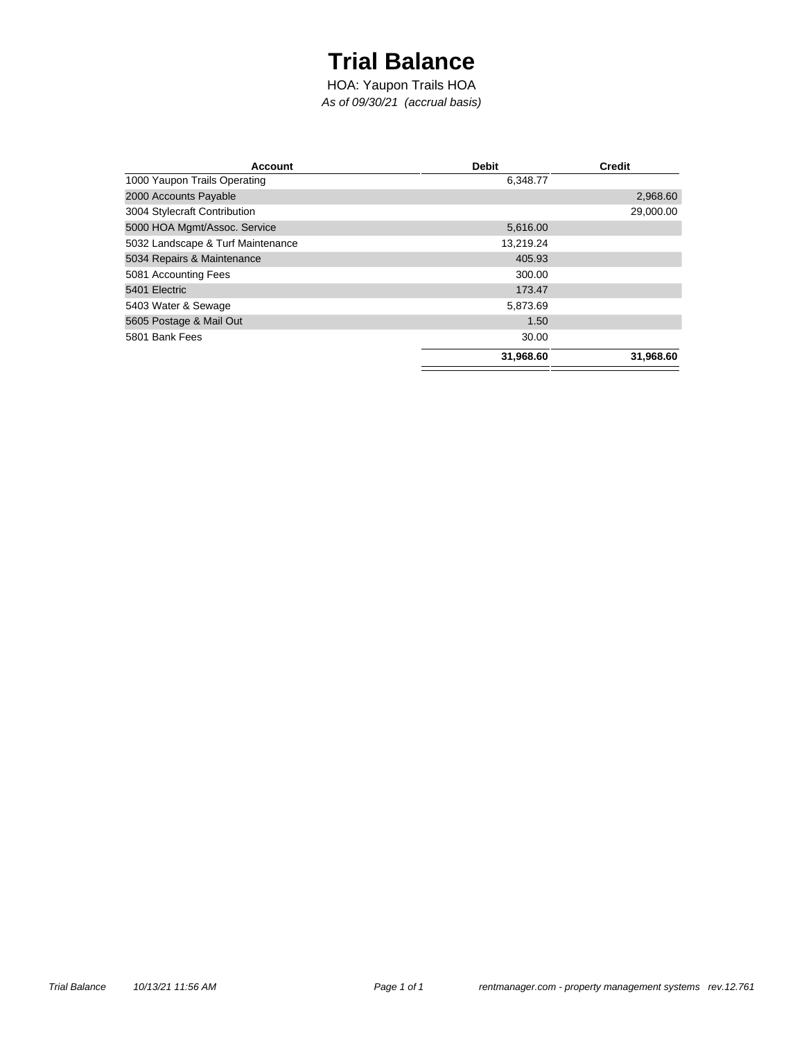# Trial Balance

HOA: Yaupon Trails HOA

*As of 09/30/21 (accrual basis)*

| Account | Debit | Credit |
|---|---|---|
| 1000 Yaupon Trails Operating | 6,348.77 | |
| 2000 Accounts Payable | | 2,968.60 |
| 3004 Stylecraft Contribution | | 29,000.00 |
| 5000 HOA Mgmt/Assoc. Service | 5,616.00 | |
| 5032 Landscape & Turf Maintenance | 13,219.24 | |
| 5034 Repairs & Maintenance | 405.93 | |
| 5081 Accounting Fees | 300.00 | |
| 5401 Electric | 173.47 | |
| 5403 Water & Sewage | 5,873.69 | |
| 5605 Postage & Mail Out | 1.50 | |
| 5801 Bank Fees | 30.00 | |
| | **31,968.60** | **31,968.60** |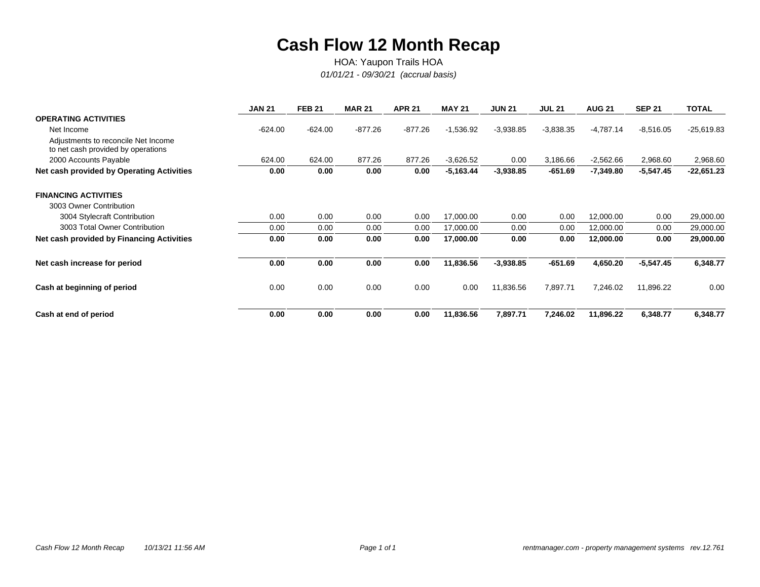# Cash Flow 12 Month Recap

HOA: Yaupon Trails HOA

*01/01/21 - 09/30/21 (accrual basis)*

| | JAN 21 | FEB 21 | MAR 21 | APR 21 | MAY 21 | JUN 21 | JUL 21 | AUG 21 | SEP 21 | TOTAL |
|---|---|---|---|---|---|---|---|---|---|---|
| **OPERATING ACTIVITIES** | | | | | | | | | | |
| Net Income | -624.00 | -624.00 | -877.26 | -877.26 | -1,536.92 | -3,938.85 | -3,838.35 | -4,787.14 | -8,516.05 | -25,619.83 |
| Adjustments to reconcile Net Income to net cash provided by operations | | | | | | | | | | |
| 2000 Accounts Payable | 624.00 | 624.00 | 877.26 | 877.26 | -3,626.52 | 0.00 | 3,186.66 | -2,562.66 | 2,968.60 | 2,968.60 |
| **Net cash provided by Operating Activities** | **0.00** | **0.00** | **0.00** | **0.00** | **-5,163.44** | **-3,938.85** | **-651.69** | **-7,349.80** | **-5,547.45** | **-22,651.23** |
| **FINANCING ACTIVITIES** | | | | | | | | | | |
| 3003 Owner Contribution | | | | | | | | | | |
| 3004 Stylecraft Contribution | 0.00 | 0.00 | 0.00 | 0.00 | 17,000.00 | 0.00 | 0.00 | 12,000.00 | 0.00 | 29,000.00 |
| 3003 Total Owner Contribution | 0.00 | 0.00 | 0.00 | 0.00 | 17,000.00 | 0.00 | 0.00 | 12,000.00 | 0.00 | 29,000.00 |
| **Net cash provided by Financing Activities** | **0.00** | **0.00** | **0.00** | **0.00** | **17,000.00** | **0.00** | **0.00** | **12,000.00** | **0.00** | **29,000.00** |
| **Net cash increase for period** | **0.00** | **0.00** | **0.00** | **0.00** | **11,836.56** | **-3,938.85** | **-651.69** | **4,650.20** | **-5,547.45** | **6,348.77** |
| **Cash at beginning of period** | 0.00 | 0.00 | 0.00 | 0.00 | 0.00 | 11,836.56 | 7,897.71 | 7,246.02 | 11,896.22 | 0.00 |
| **Cash at end of period** | **0.00** | **0.00** | **0.00** | **0.00** | **11,836.56** | **7,897.71** | **7,246.02** | **11,896.22** | **6,348.77** | **6,348.77** |